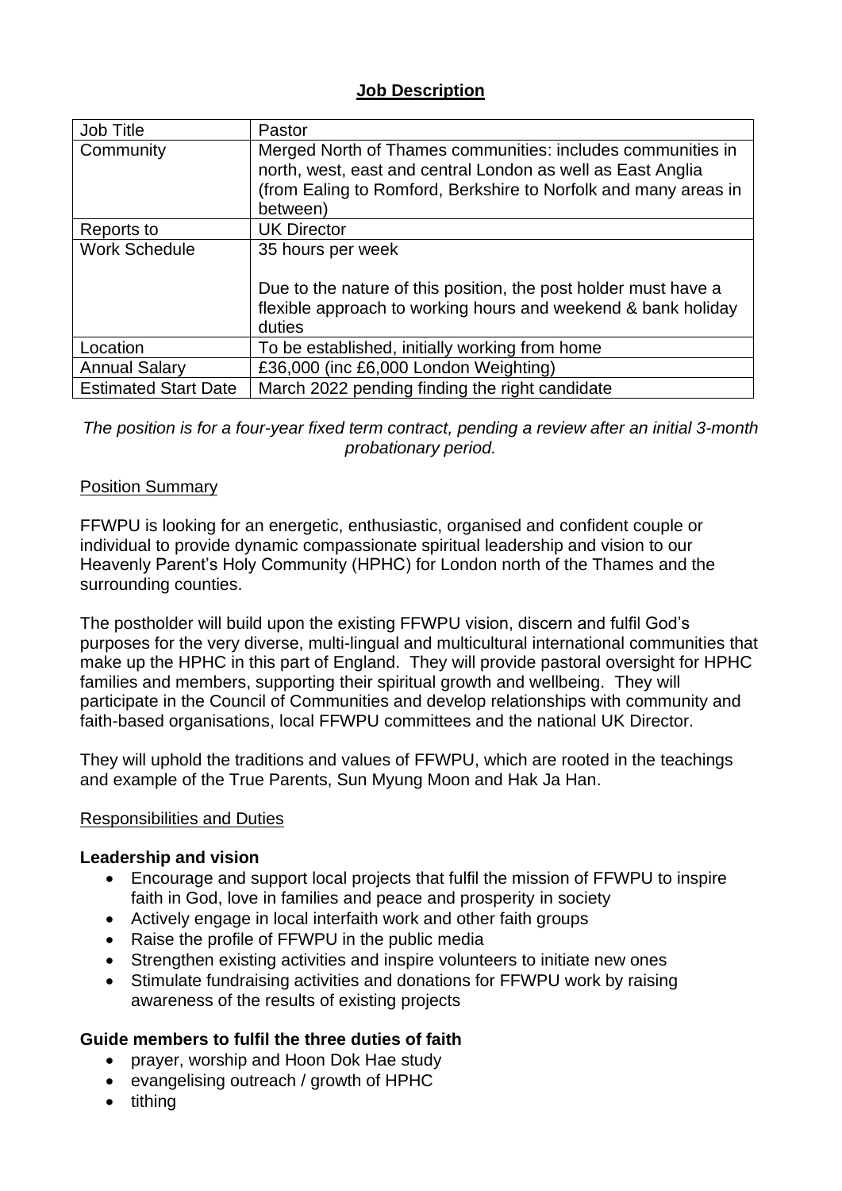# Job Description

| Job Title | Pastor |
|---|---|
| Community | Merged North of Thames communities: includes communities in north, west, east and central London as well as East Anglia (from Ealing to Romford, Berkshire to Norfolk and many areas in between) |
| Reports to | UK Director |
| Work Schedule | 35 hours per week<br><br>Due to the nature of this position, the post holder must have a flexible approach to working hours and weekend & bank holiday duties |
| Location | To be established, initially working from home |
| Annual Salary | £36,000 (inc £6,000 London Weighting) |
| Estimated Start Date | March 2022 pending finding the right candidate |

*The position is for a four-year fixed term contract, pending a review after an initial 3-month probationary period.*

## Position Summary

FFWPU is looking for an energetic, enthusiastic, organised and confident couple or individual to provide dynamic compassionate spiritual leadership and vision to our Heavenly Parent's Holy Community (HPHC) for London north of the Thames and the surrounding counties.

The postholder will build upon the existing FFWPU vision, discern and fulfil God's purposes for the very diverse, multi-lingual and multicultural international communities that make up the HPHC in this part of England. They will provide pastoral oversight for HPHC families and members, supporting their spiritual growth and wellbeing. They will participate in the Council of Communities and develop relationships with community and faith-based organisations, local FFWPU committees and the national UK Director.

They will uphold the traditions and values of FFWPU, which are rooted in the teachings and example of the True Parents, Sun Myung Moon and Hak Ja Han.

## Responsibilities and Duties

### Leadership and vision

- Encourage and support local projects that fulfil the mission of FFWPU to inspire faith in God, love in families and peace and prosperity in society
- Actively engage in local interfaith work and other faith groups
- Raise the profile of FFWPU in the public media
- Strengthen existing activities and inspire volunteers to initiate new ones
- Stimulate fundraising activities and donations for FFWPU work by raising awareness of the results of existing projects

### Guide members to fulfil the three duties of faith

- prayer, worship and Hoon Dok Hae study
- evangelising outreach / growth of HPHC
- tithing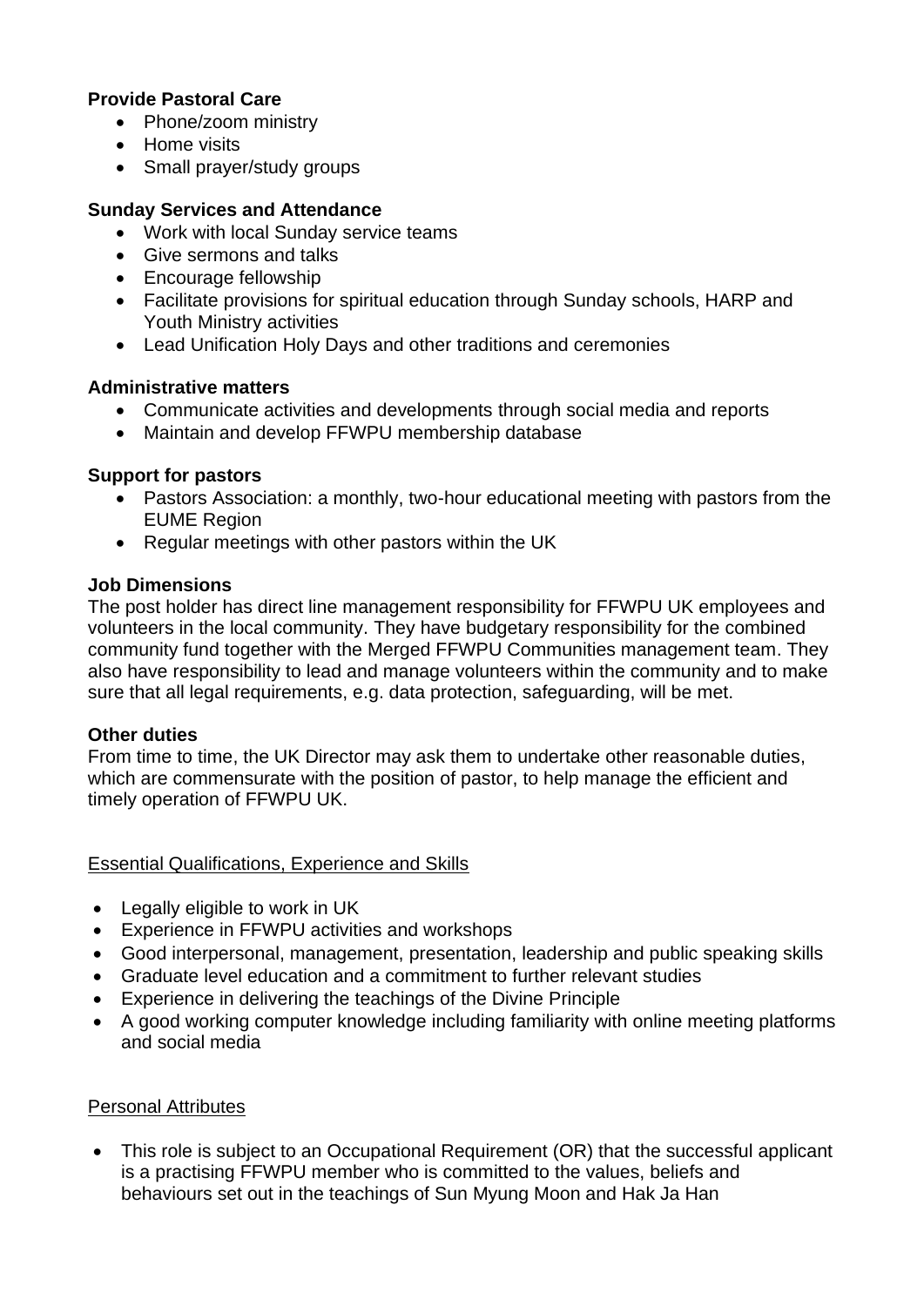**Provide Pastoral Care**

- Phone/zoom ministry
- Home visits
- Small prayer/study groups

**Sunday Services and Attendance**

- Work with local Sunday service teams
- Give sermons and talks
- Encourage fellowship
- Facilitate provisions for spiritual education through Sunday schools, HARP and Youth Ministry activities
- Lead Unification Holy Days and other traditions and ceremonies

**Administrative matters**

- Communicate activities and developments through social media and reports
- Maintain and develop FFWPU membership database

**Support for pastors**

- Pastors Association: a monthly, two-hour educational meeting with pastors from the EUME Region
- Regular meetings with other pastors within the UK

**Job Dimensions**

The post holder has direct line management responsibility for FFWPU UK employees and volunteers in the local community. They have budgetary responsibility for the combined community fund together with the Merged FFWPU Communities management team. They also have responsibility to lead and manage volunteers within the community and to make sure that all legal requirements, e.g. data protection, safeguarding, will be met.

**Other duties**

From time to time, the UK Director may ask them to undertake other reasonable duties, which are commensurate with the position of pastor, to help manage the efficient and timely operation of FFWPU UK.

<u>Essential Qualifications, Experience and Skills</u>

- Legally eligible to work in UK
- Experience in FFWPU activities and workshops
- Good interpersonal, management, presentation, leadership and public speaking skills
- Graduate level education and a commitment to further relevant studies
- Experience in delivering the teachings of the Divine Principle
- A good working computer knowledge including familiarity with online meeting platforms and social media

<u>Personal Attributes</u>

- This role is subject to an Occupational Requirement (OR) that the successful applicant is a practising FFWPU member who is committed to the values, beliefs and behaviours set out in the teachings of Sun Myung Moon and Hak Ja Han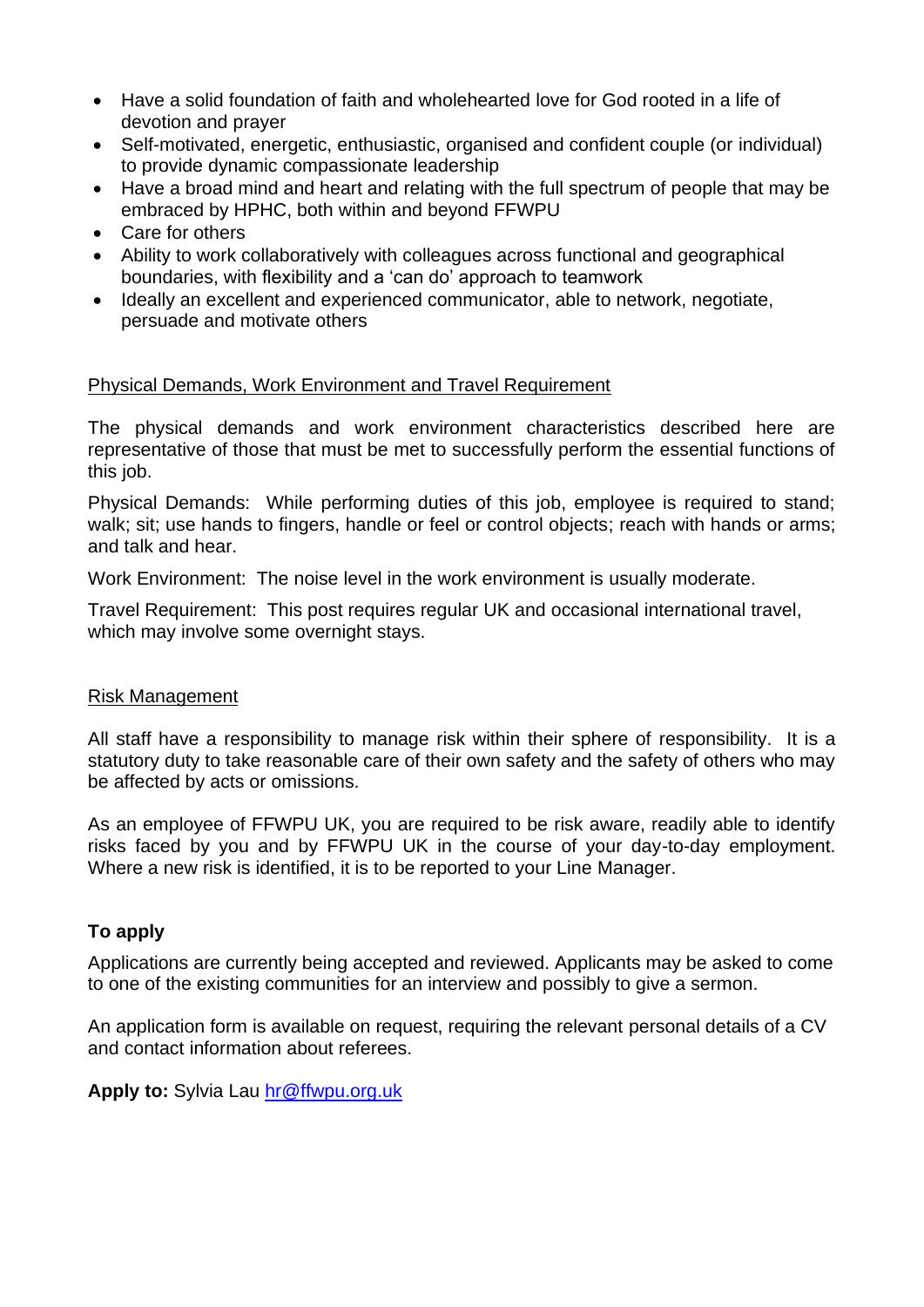- Have a solid foundation of faith and wholehearted love for God rooted in a life of devotion and prayer
- Self-motivated, energetic, enthusiastic, organised and confident couple (or individual) to provide dynamic compassionate leadership
- Have a broad mind and heart and relating with the full spectrum of people that may be embraced by HPHC, both within and beyond FFWPU
- Care for others
- Ability to work collaboratively with colleagues across functional and geographical boundaries, with flexibility and a 'can do' approach to teamwork
- Ideally an excellent and experienced communicator, able to network, negotiate, persuade and motivate others

Physical Demands, Work Environment and Travel Requirement

The physical demands and work environment characteristics described here are representative of those that must be met to successfully perform the essential functions of this job.

Physical Demands: While performing duties of this job, employee is required to stand; walk; sit; use hands to fingers, handle or feel or control objects; reach with hands or arms; and talk and hear.

Work Environment: The noise level in the work environment is usually moderate.

Travel Requirement: This post requires regular UK and occasional international travel, which may involve some overnight stays.

Risk Management

All staff have a responsibility to manage risk within their sphere of responsibility. It is a statutory duty to take reasonable care of their own safety and the safety of others who may be affected by acts or omissions.

As an employee of FFWPU UK, you are required to be risk aware, readily able to identify risks faced by you and by FFWPU UK in the course of your day-to-day employment. Where a new risk is identified, it is to be reported to your Line Manager.

**To apply**

Applications are currently being accepted and reviewed. Applicants may be asked to come to one of the existing communities for an interview and possibly to give a sermon.

An application form is available on request, requiring the relevant personal details of a CV and contact information about referees.

**Apply to:** Sylvia Lau hr@ffwpu.org.uk